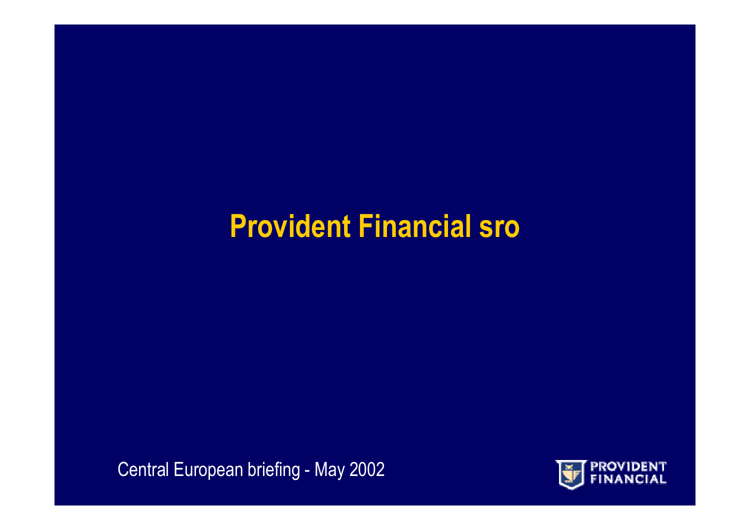# Provident Financial sro

Central European briefing - May 2002

PROVIDENT FINANCIAL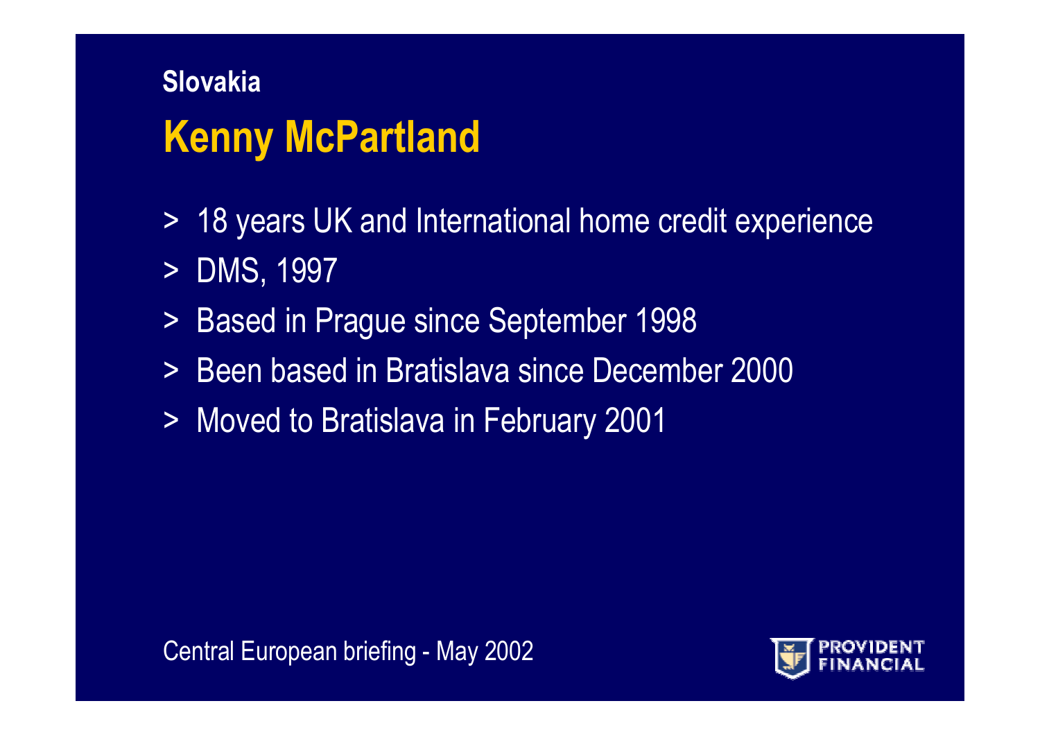## Slovakia

# Kenny McPartland

> 18 years UK and International home credit experience

> DMS, 1997

> Based in Prague since September 1998

> Been based in Bratislava since December 2000

> Moved to Bratislava in February 2001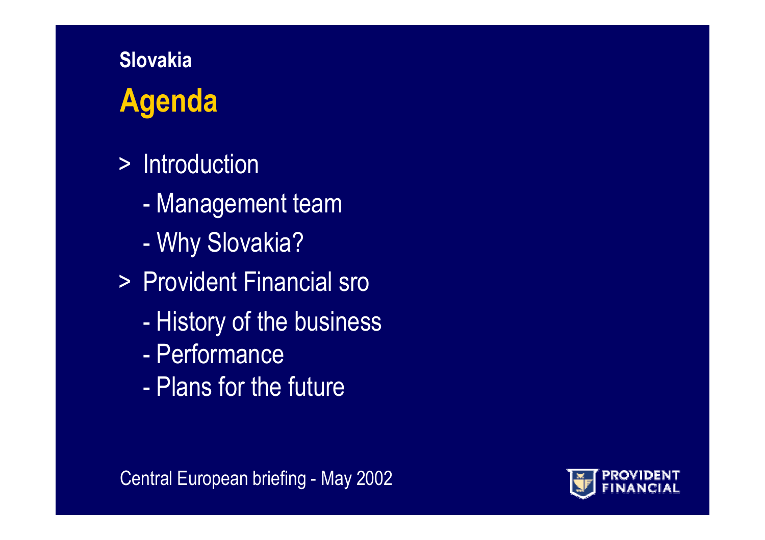## Slovakia

# Agenda

> Introduction
  - Management team
  - Why Slovakia?

> Provident Financial sro
  - History of the business
  - Performance
  - Plans for the future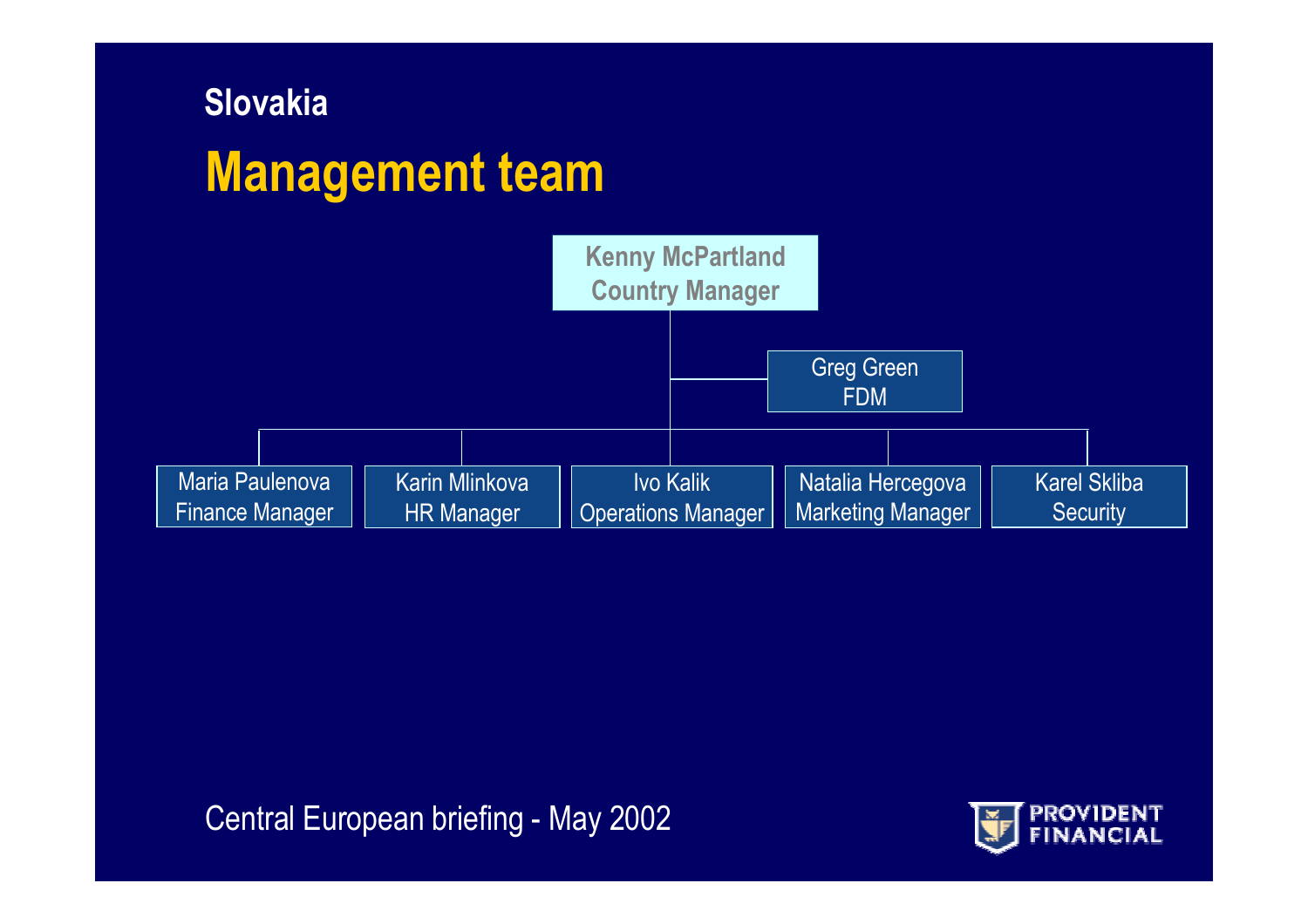Slovakia

# Management team

**Kenny McPartland**
**Country Manager**

Greg Green
FDM

- Maria Paulenova – Finance Manager
- Karin Mlinkova – HR Manager
- Ivo Kalik – Operations Manager
- Natalia Hercegova – Marketing Manager
- Karel Skliba – Security

Central European briefing - May 2002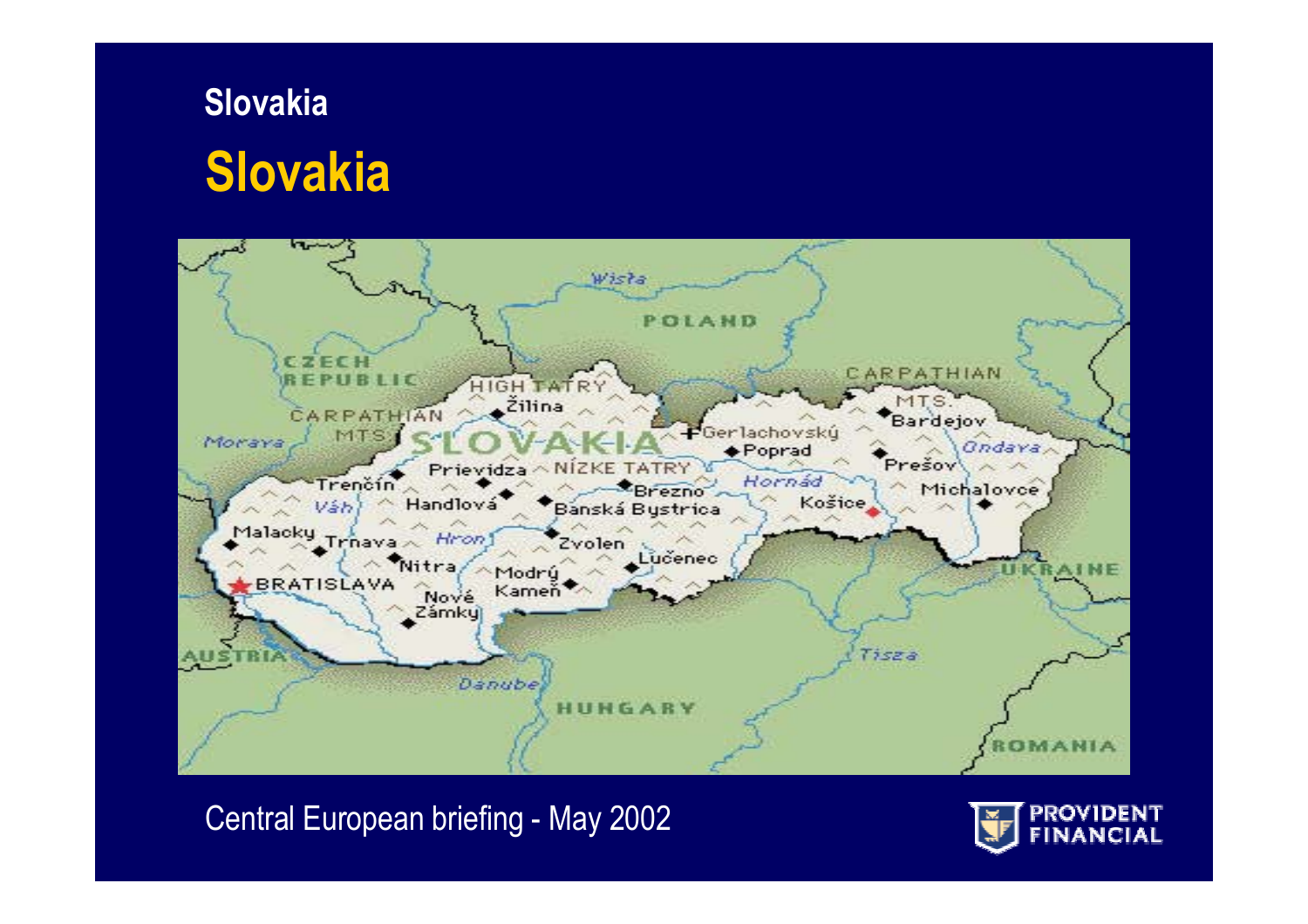# Slovakia

## Slovakia

Central European briefing - May 2002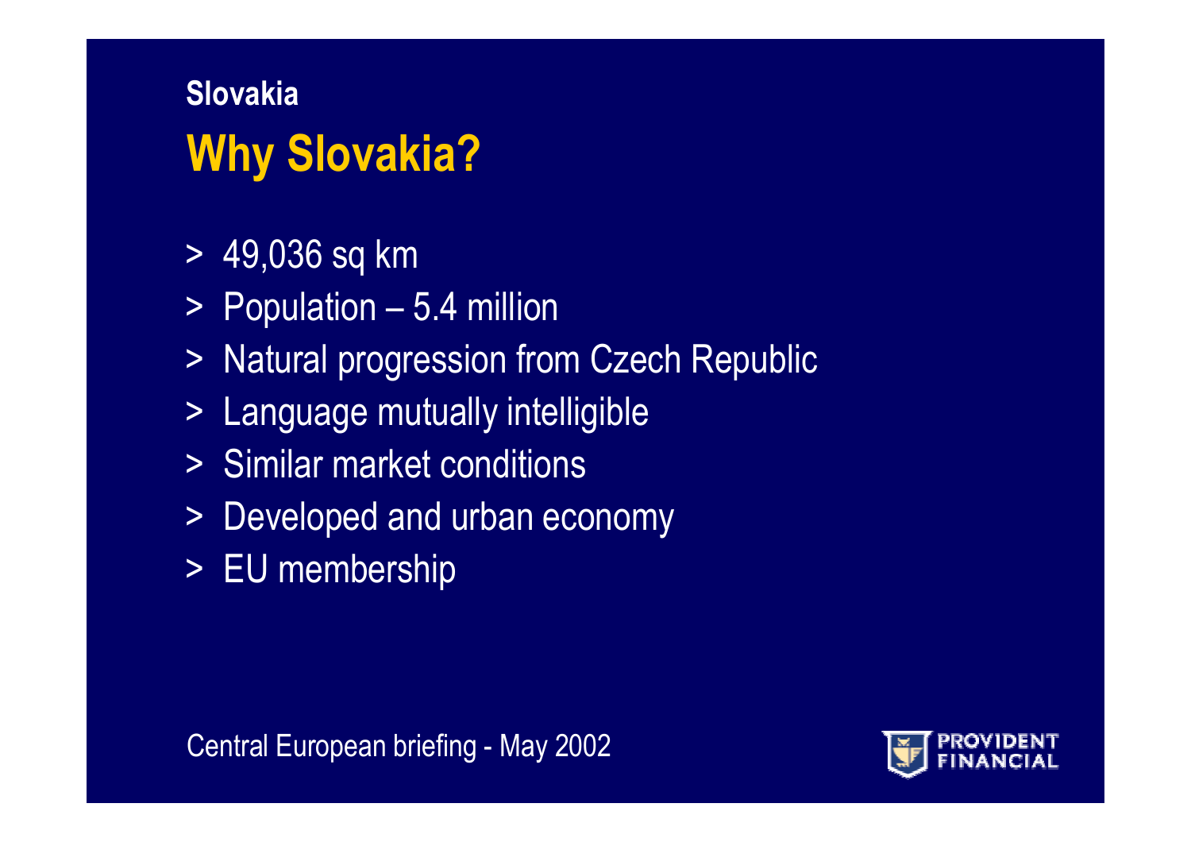Slovakia

# Why Slovakia?

- 49,036 sq km
- Population – 5.4 million
- Natural progression from Czech Republic
- Language mutually intelligible
- Similar market conditions
- Developed and urban economy
- EU membership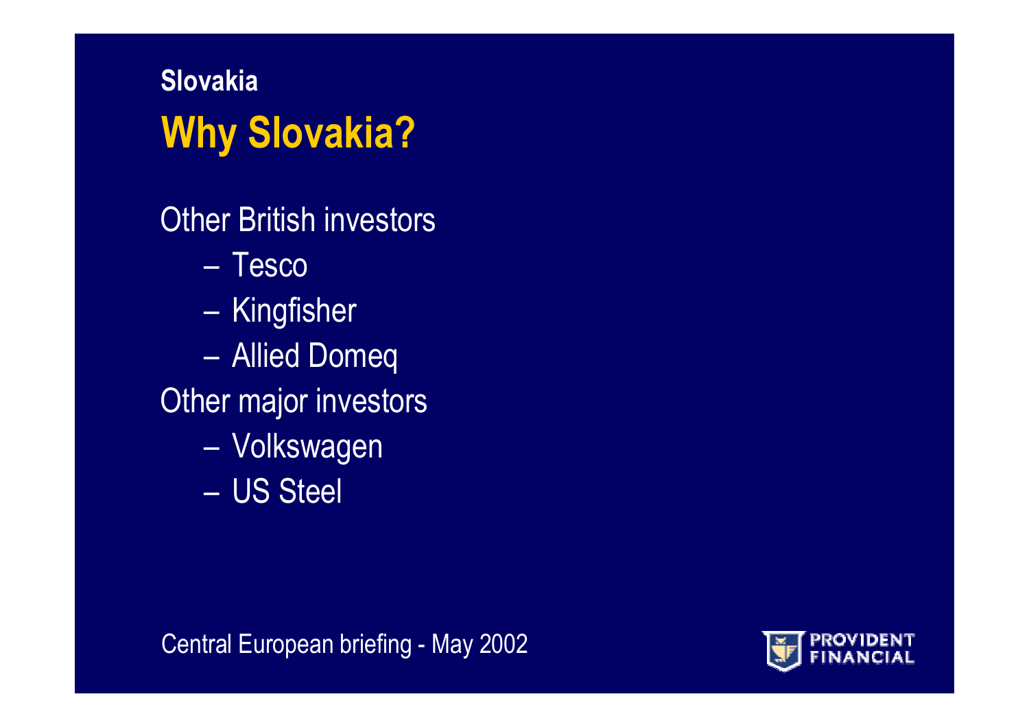### Slovakia

## Why Slovakia?

Other British investors

- Tesco
- Kingfisher
- Allied Domeq

Other major investors

- Volkswagen
- US Steel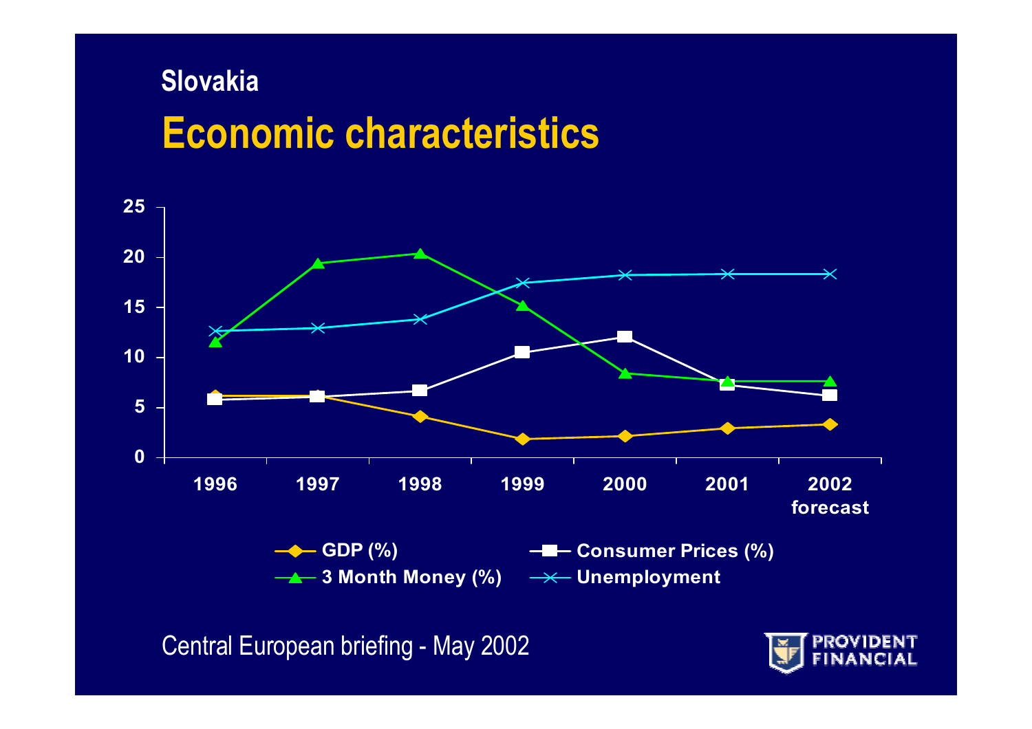## Slovakia

# Economic characteristics

| | 1996 | 1997 | 1998 | 1999 | 2000 | 2001 | 2002 forecast |
|---|---|---|---|---|---|---|---|
| GDP (%) | | | | | | | |
| Consumer Prices (%) | | | | | | | |
| 3 Month Money (%) | | | | | | | |
| Unemployment | | | | | | | |

Central European briefing - May 2002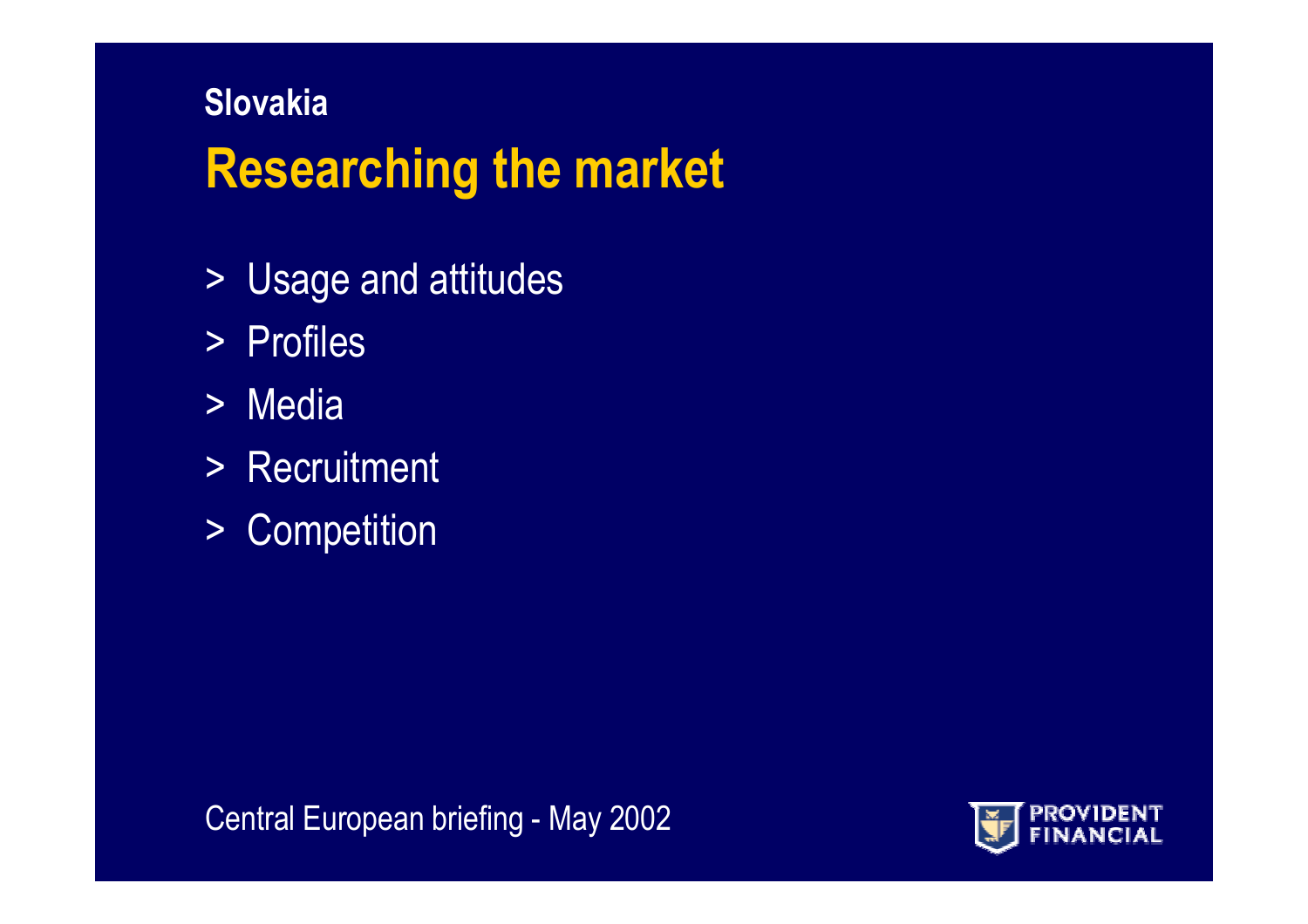## Slovakia

# Researching the market

- Usage and attitudes
- Profiles
- Media
- Recruitment
- Competition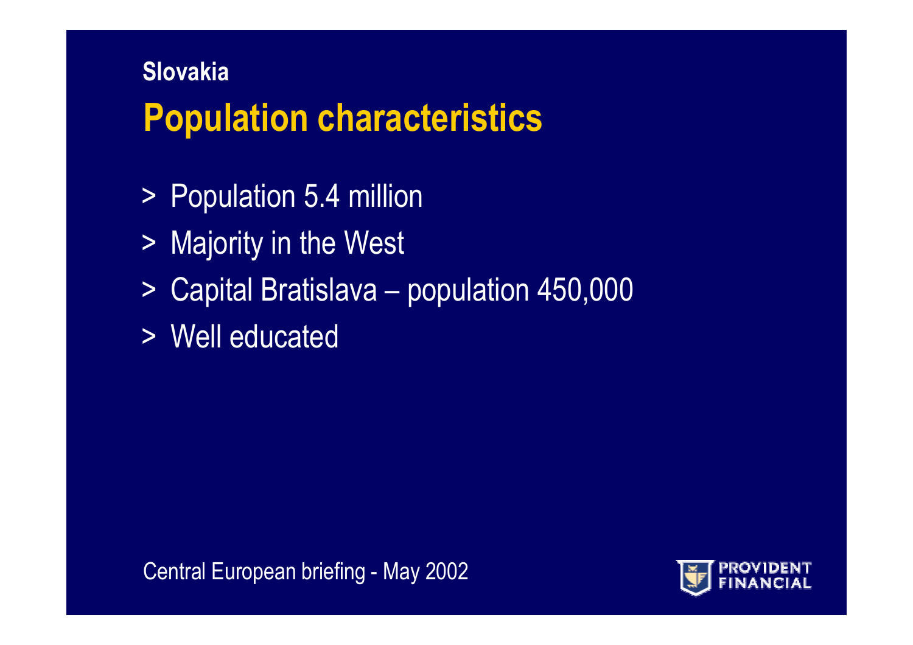## Slovakia

# Population characteristics

- Population 5.4 million
- Majority in the West
- Capital Bratislava – population 450,000
- Well educated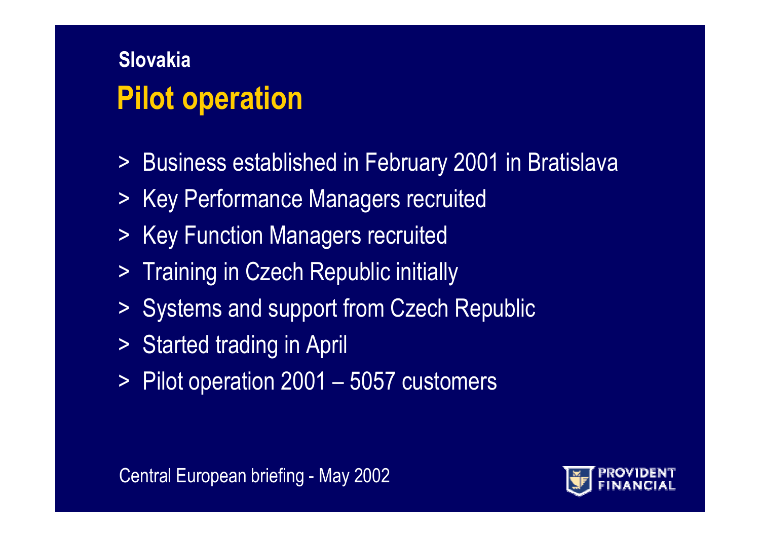## Slovakia

# Pilot operation

- Business established in February 2001 in Bratislava
- Key Performance Managers recruited
- Key Function Managers recruited
- Training in Czech Republic initially
- Systems and support from Czech Republic
- Started trading in April
- Pilot operation 2001 – 5057 customers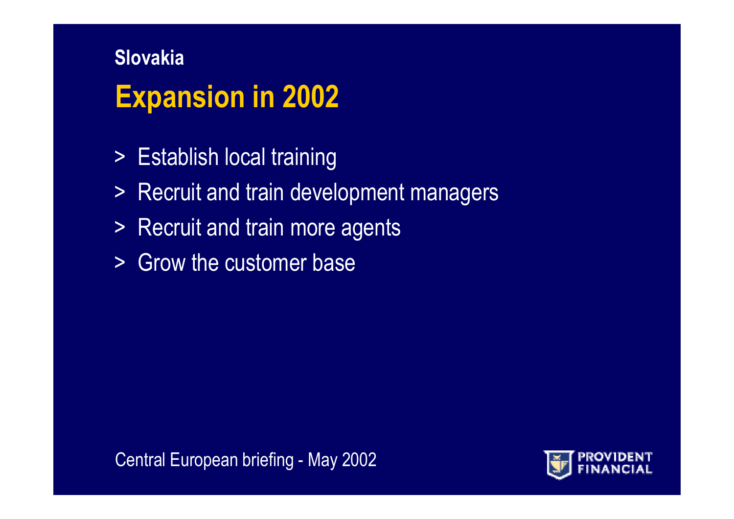Slovakia

# Expansion in 2002

- Establish local training
- Recruit and train development managers
- Recruit and train more agents
- Grow the customer base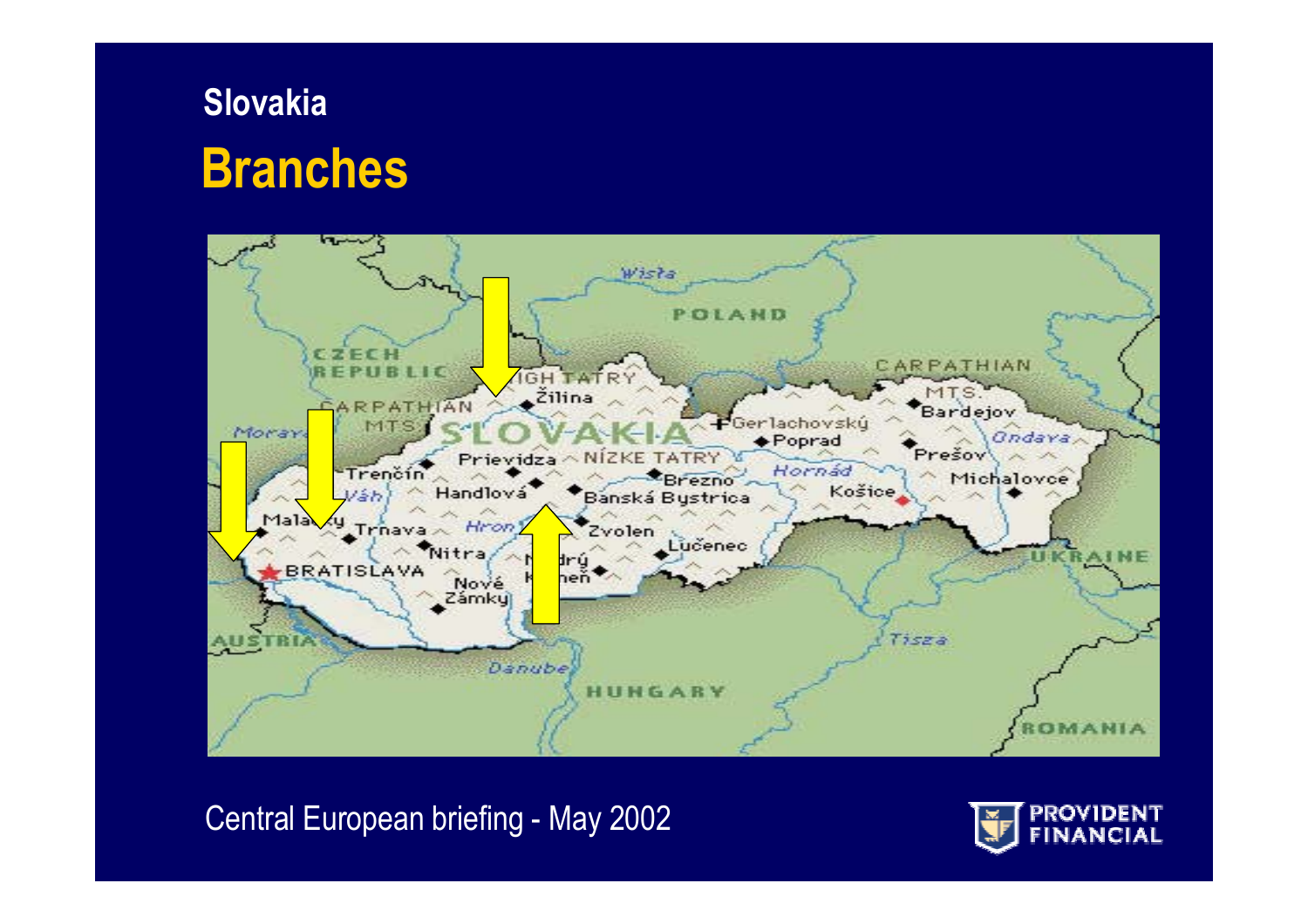Slovakia

# Branches

Central European briefing - May 2002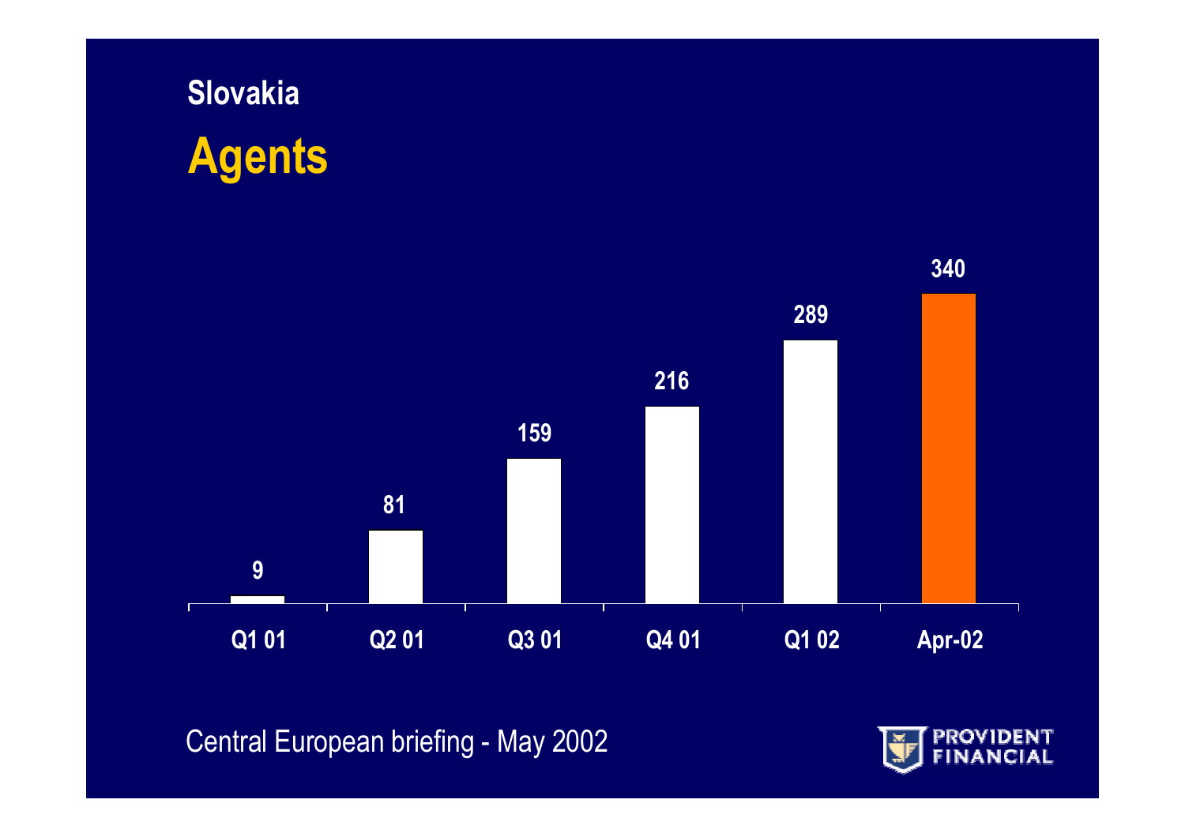## Slovakia

# Agents

| Q1 01 | Q2 01 | Q3 01 | Q4 01 | Q1 02 | Apr-02 |
|---|---|---|---|---|---|
| 9 | 81 | 159 | 216 | 289 | 340 |

Central European briefing - May 2002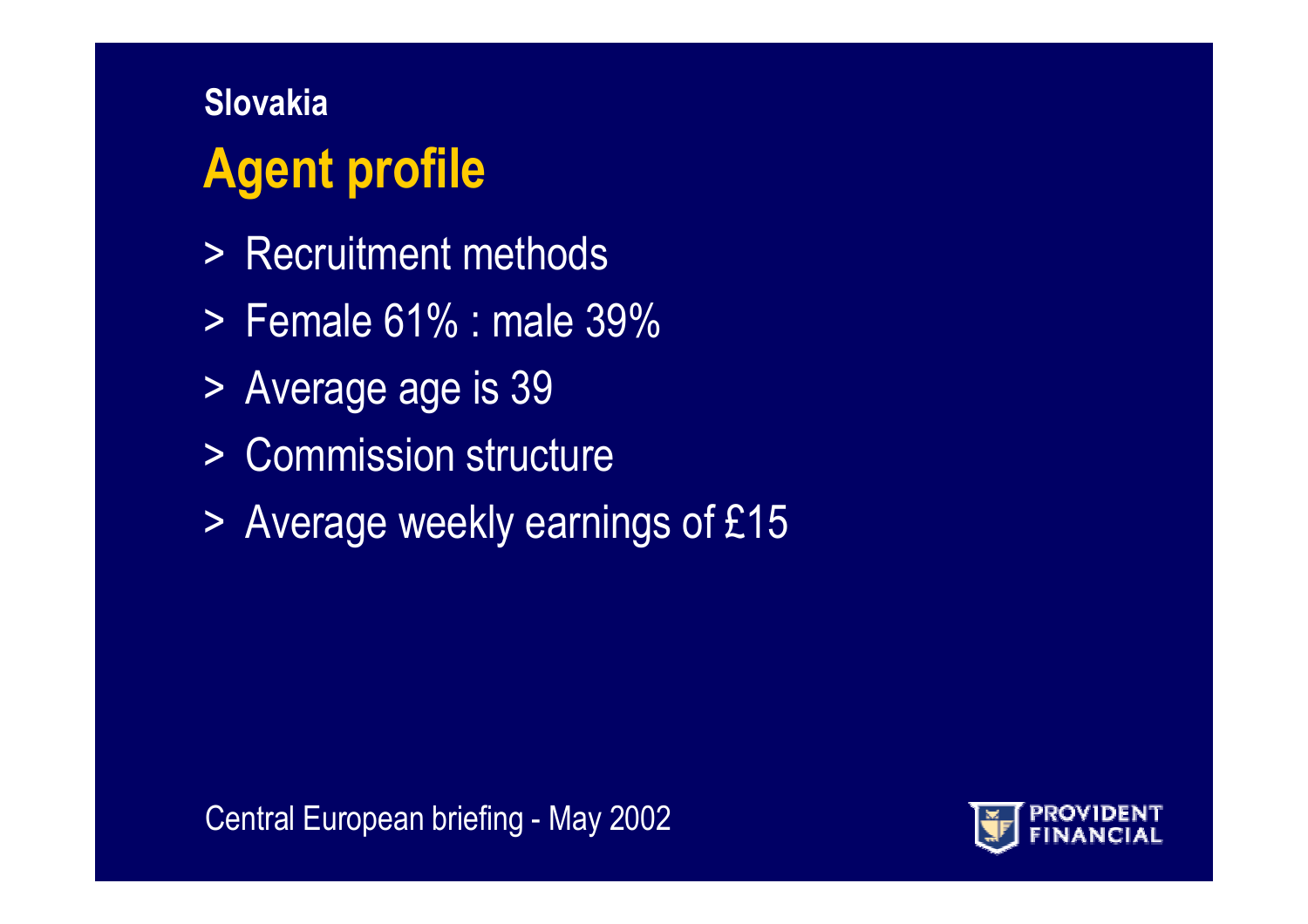Slovakia

# Agent profile

> Recruitment methods

> Female 61% : male 39%

> Average age is 39

> Commission structure

> Average weekly earnings of £15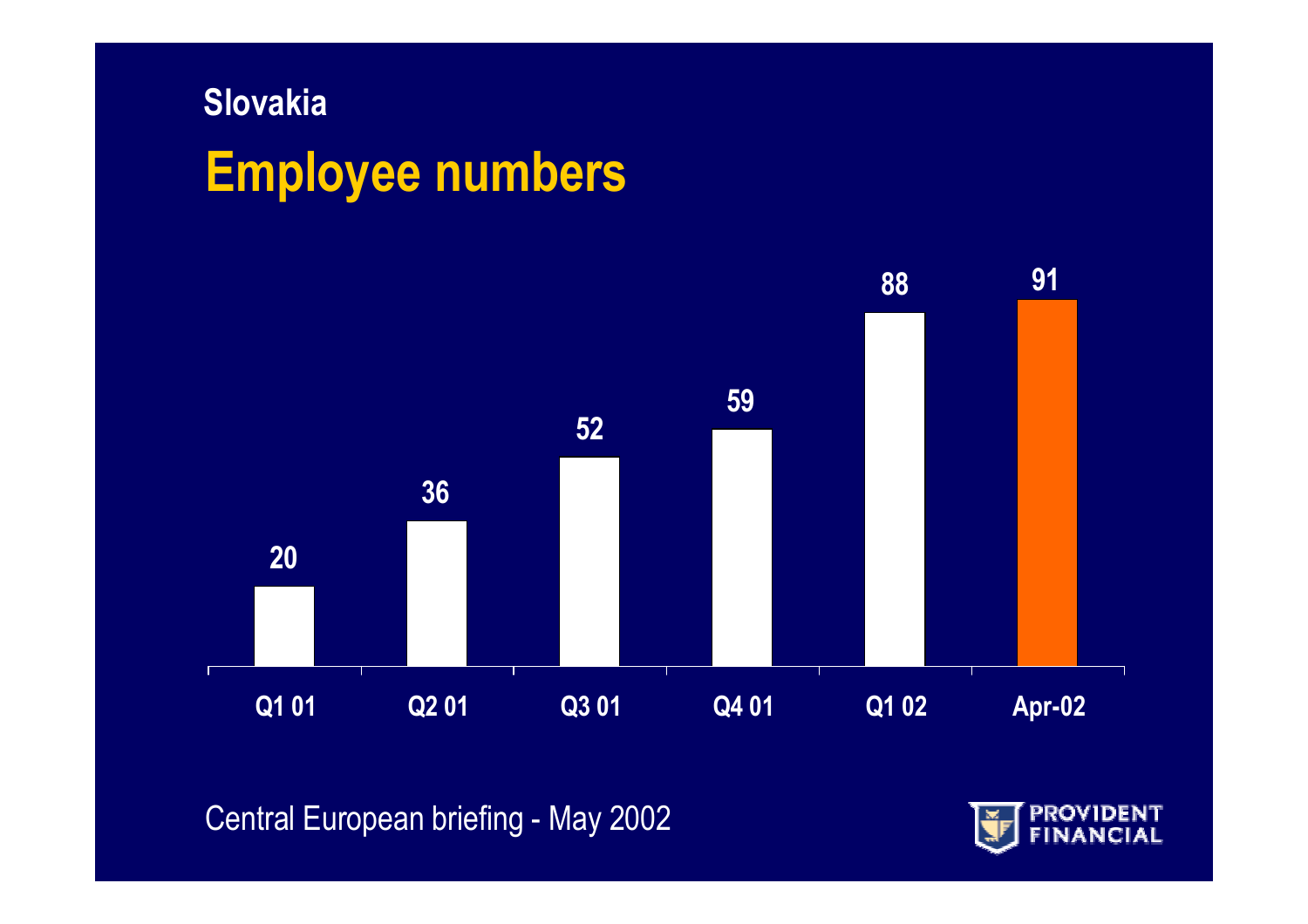**Slovakia**

# Employee numbers

| Period | Employees |
|---|---|
| Q1 01 | 20 |
| Q2 01 | 36 |
| Q3 01 | 52 |
| Q4 01 | 59 |
| Q1 02 | 88 |
| Apr-02 | 91 |

Central European briefing - May 2002

PROVIDENT FINANCIAL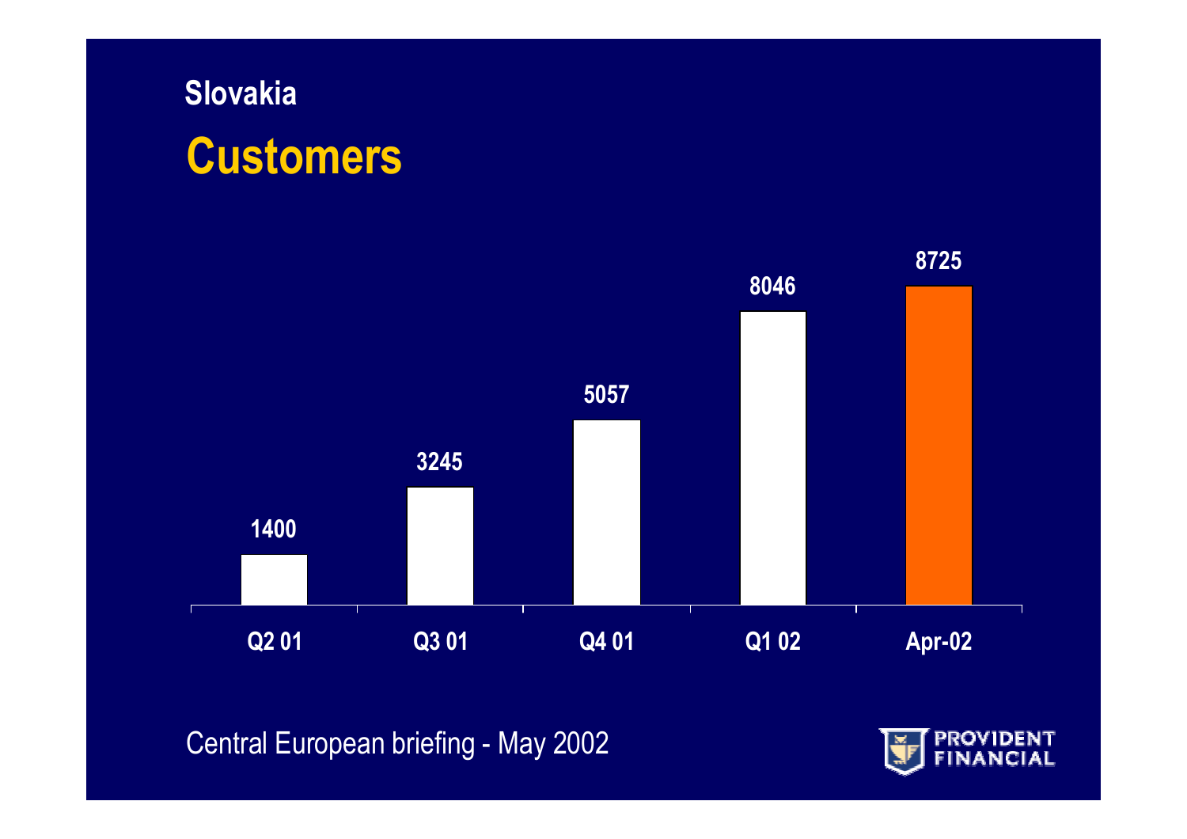# Slovakia

## Customers

| Q2 01 | Q3 01 | Q4 01 | Q1 02 | Apr-02 |
|---|---|---|---|---|
| 1400 | 3245 | 5057 | 8046 | 8725 |

Central European briefing - May 2002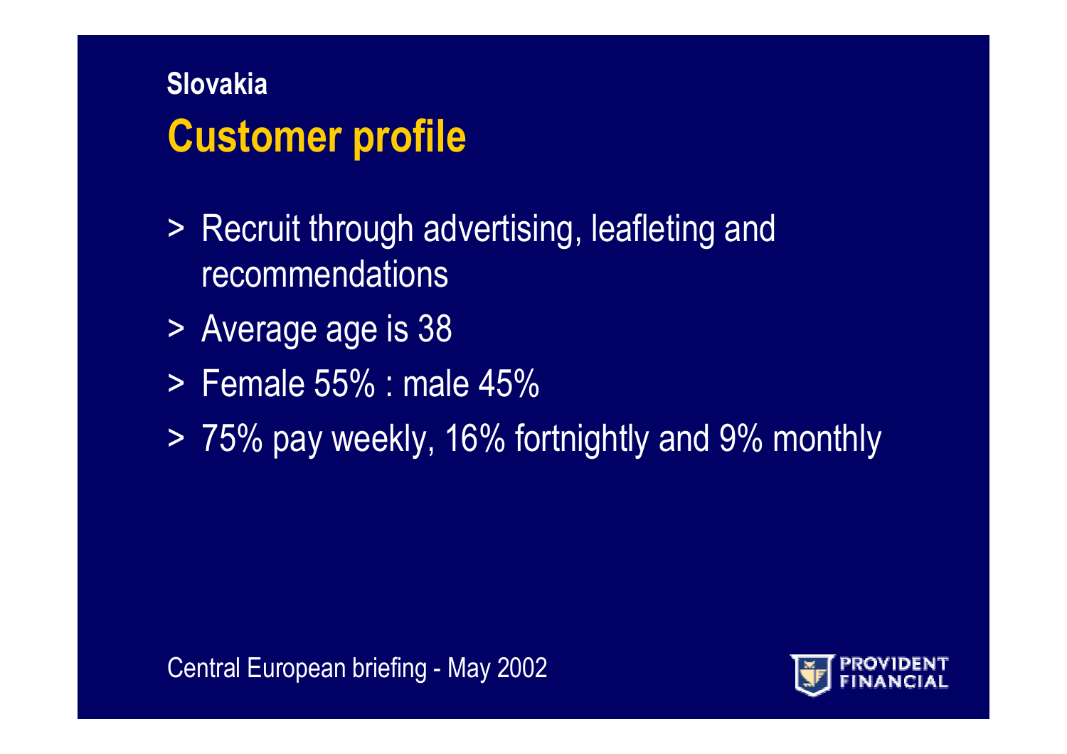## Slovakia

# Customer profile

- Recruit through advertising, leafleting and recommendations
- Average age is 38
- Female 55% : male 45%
- 75% pay weekly, 16% fortnightly and 9% monthly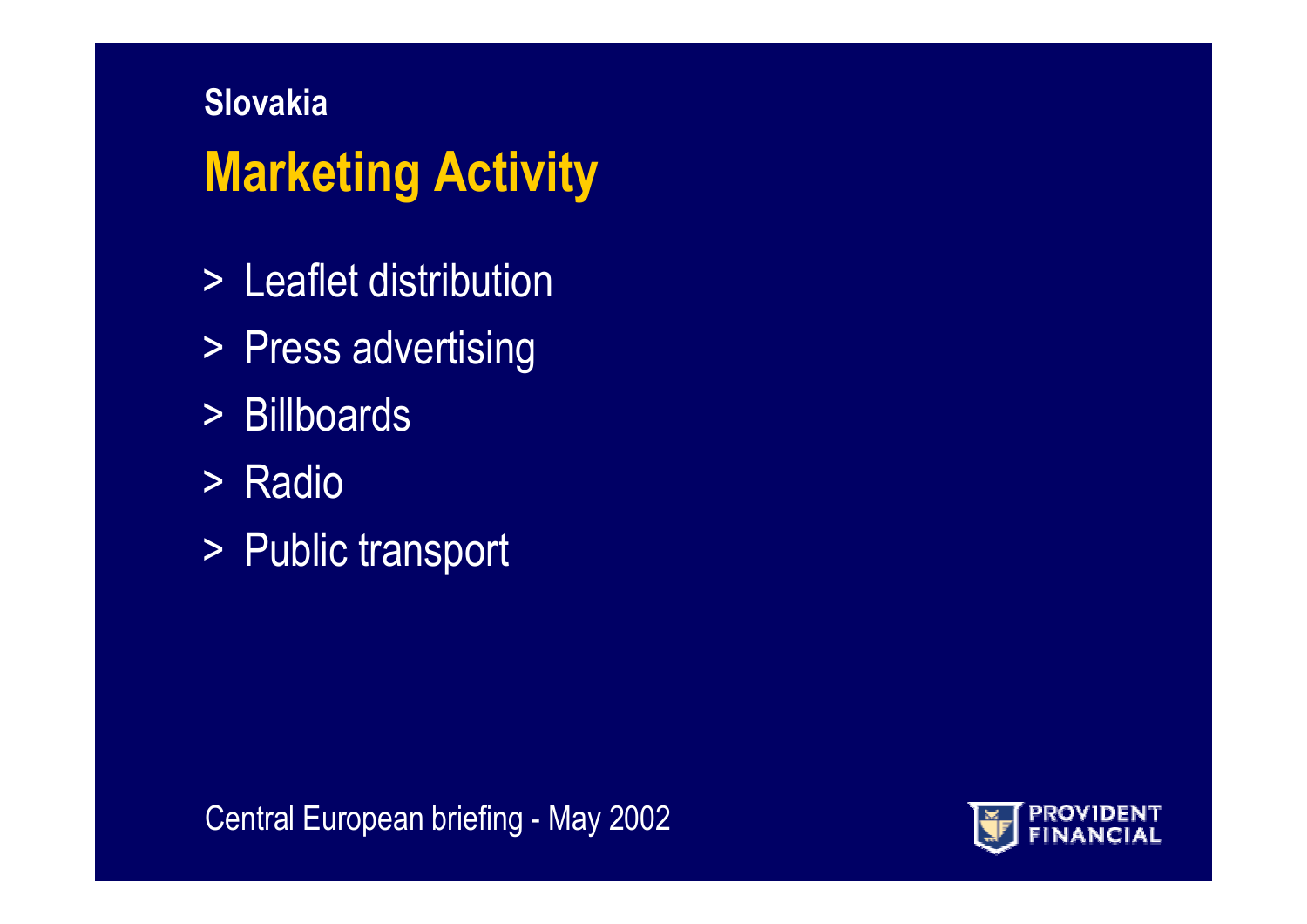### Slovakia

# Marketing Activity

- Leaflet distribution
- Press advertising
- Billboards
- Radio
- Public transport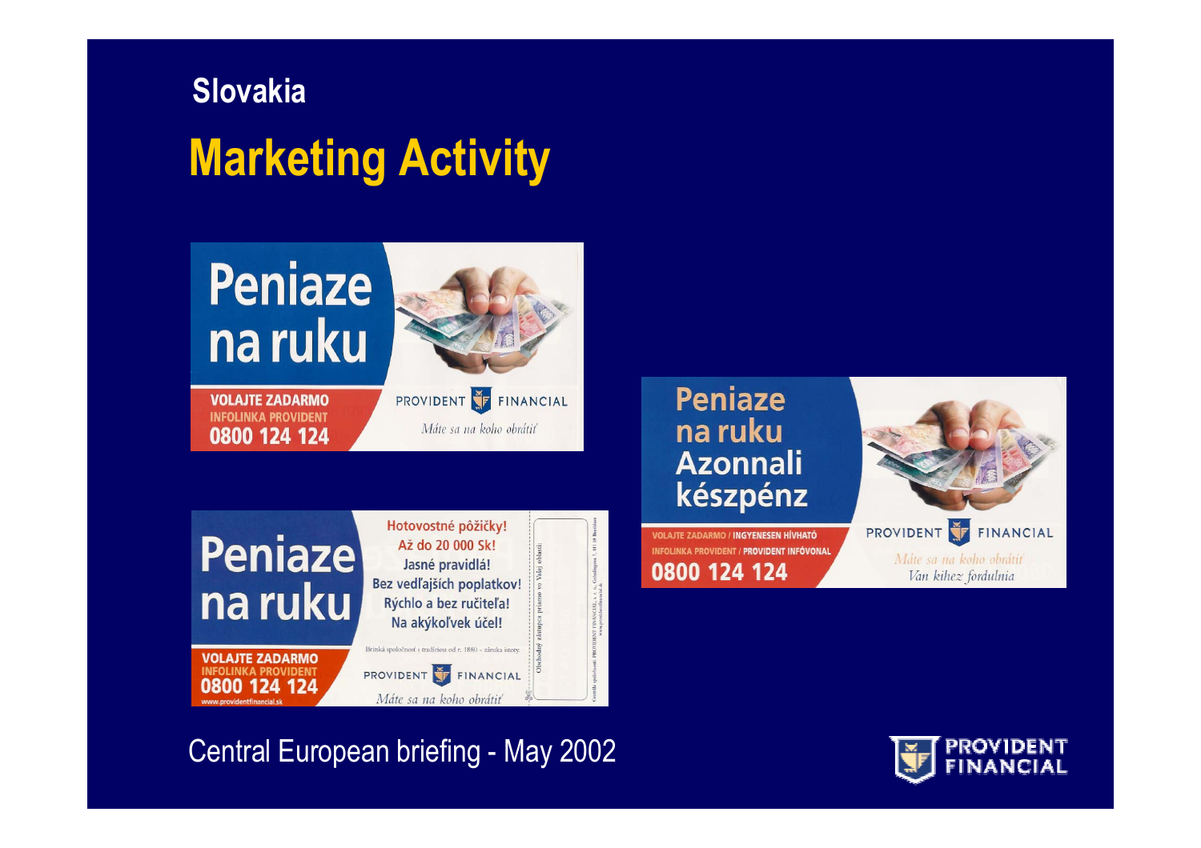## Slovakia

# Marketing Activity

Peniaze na ruku

VOLAJTE ZADARMO
INFOLINKA PROVIDENT
0800 124 124

PROVIDENT FINANCIAL
*Máte sa na koho obrátiť*

Peniaze na ruku

Hotovostné pôžičky!
Až do 20 000 Sk!
Jasné pravidlá!
Bez vedľajších poplatkov!
Rýchlo a bez ručiteľa!
Na akýkoľvek účel!

Britská spoločnosť s tradíciou od r. 1880 – záruka istoty.

VOLAJTE ZADARMO
INFOLINKA PROVIDENT
0800 124 124
www.providentfinancial.sk

PROVIDENT FINANCIAL
*Máte sa na koho obrátiť*

Peniaze na ruku
Azonnali készpénz

VOLAJTE ZADARMO / INGYENESEN HÍVHATÓ
INFOLINKA PROVIDENT / PROVIDENT INFÓVONAL
0800 124 124

PROVIDENT FINANCIAL
*Máte sa na koho obrátiť*
*Van kihez fordulnia*

Central European briefing - May 2002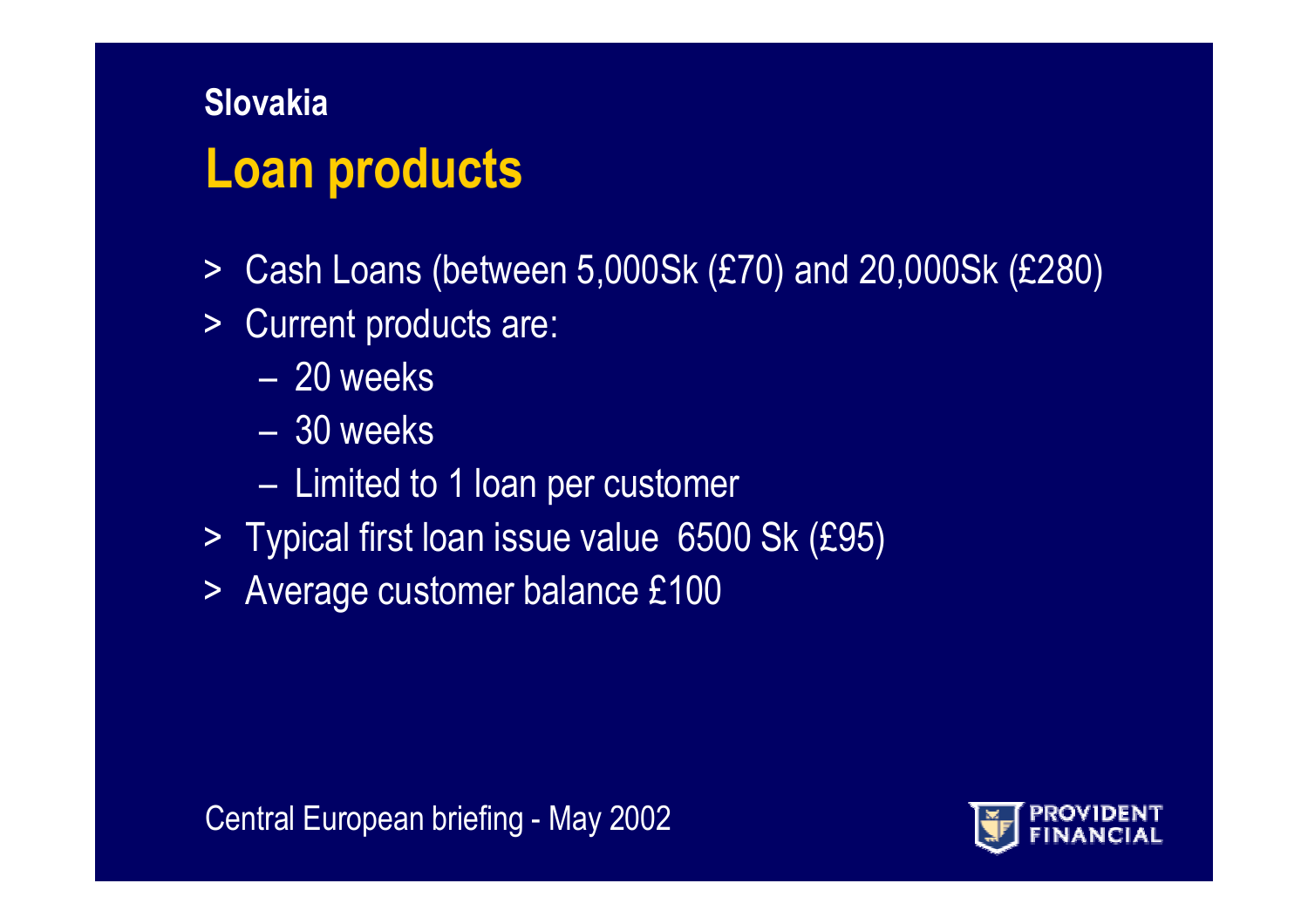## Slovakia

# Loan products

- Cash Loans (between 5,000Sk (£70) and 20,000Sk (£280)
- Current products are:
  - 20 weeks
  - 30 weeks
  - Limited to 1 loan per customer
- Typical first loan issue value 6500 Sk (£95)
- Average customer balance £100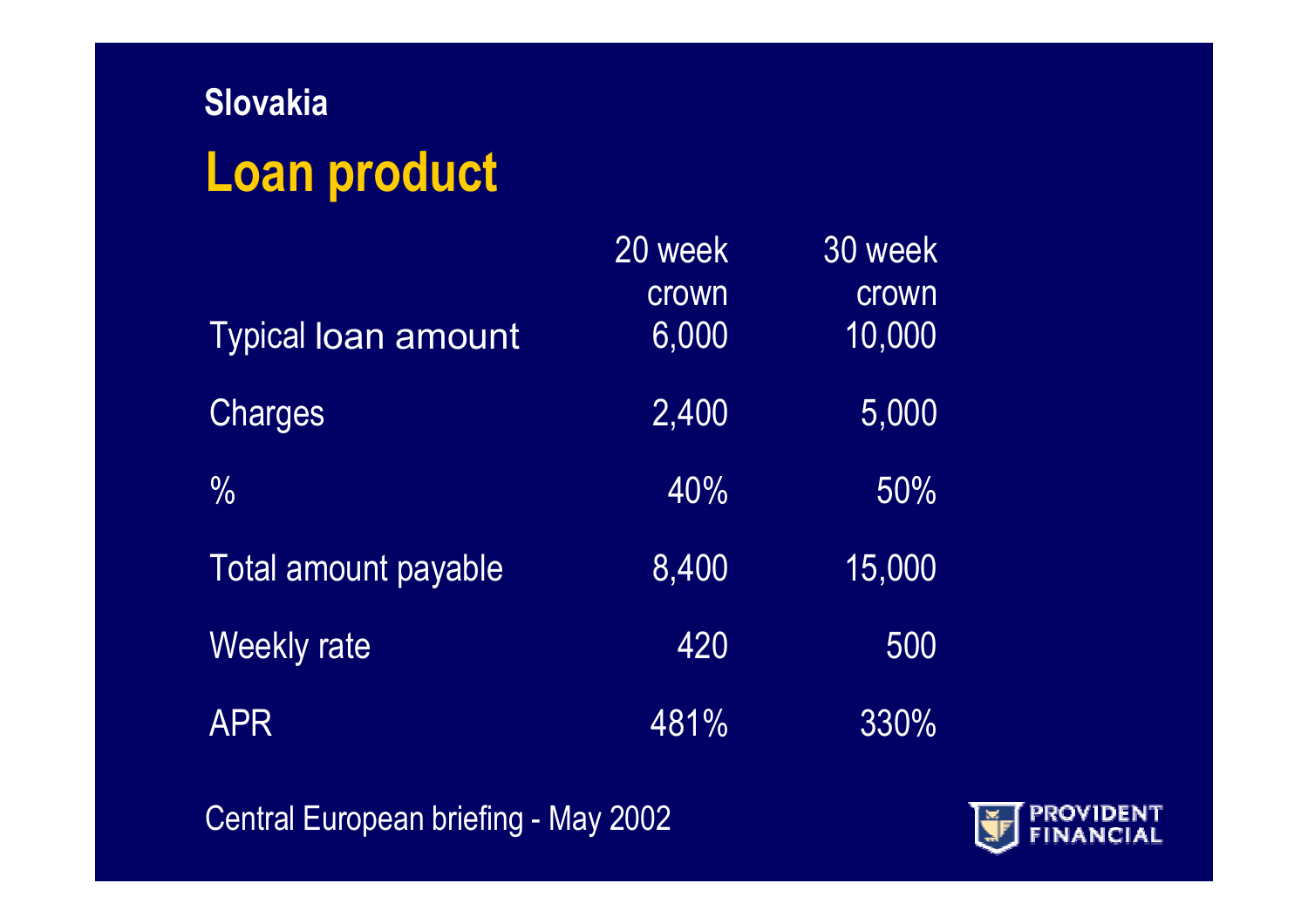**Slovakia**

# Loan product

| | 20 week crown | 30 week crown |
|---|---|---|
| Typical loan amount | 6,000 | 10,000 |
| Charges | 2,400 | 5,000 |
| % | 40% | 50% |
| Total amount payable | 8,400 | 15,000 |
| Weekly rate | 420 | 500 |
| APR | 481% | 330% |

Central European briefing - May 2002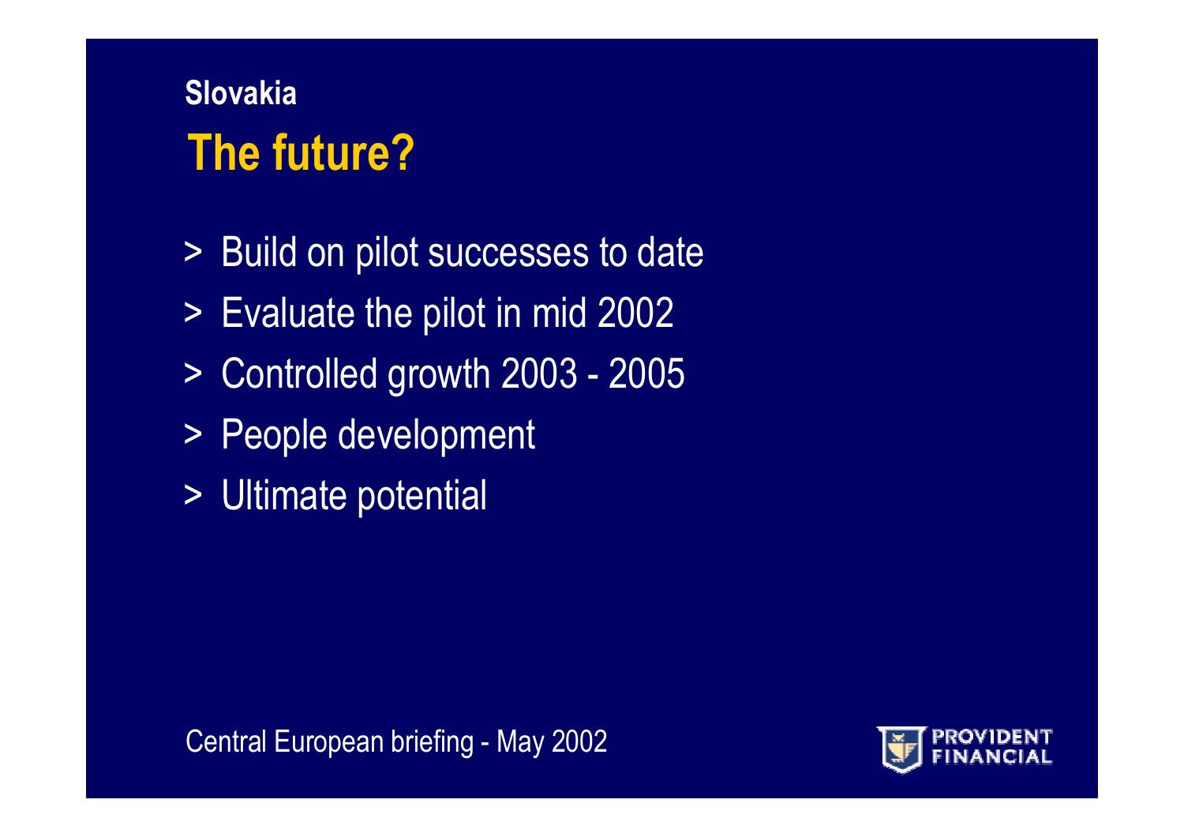## Slovakia

# The future?

- Build on pilot successes to date
- Evaluate the pilot in mid 2002
- Controlled growth 2003 - 2005
- People development
- Ultimate potential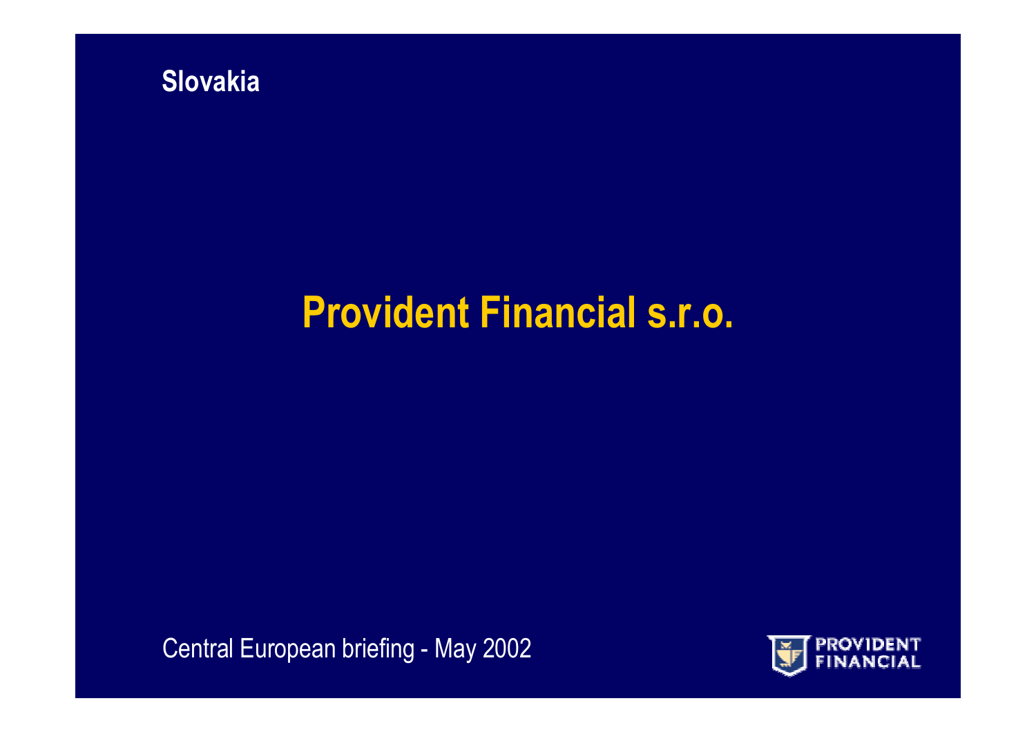Slovakia

# Provident Financial s.r.o.

Central European briefing - May 2002